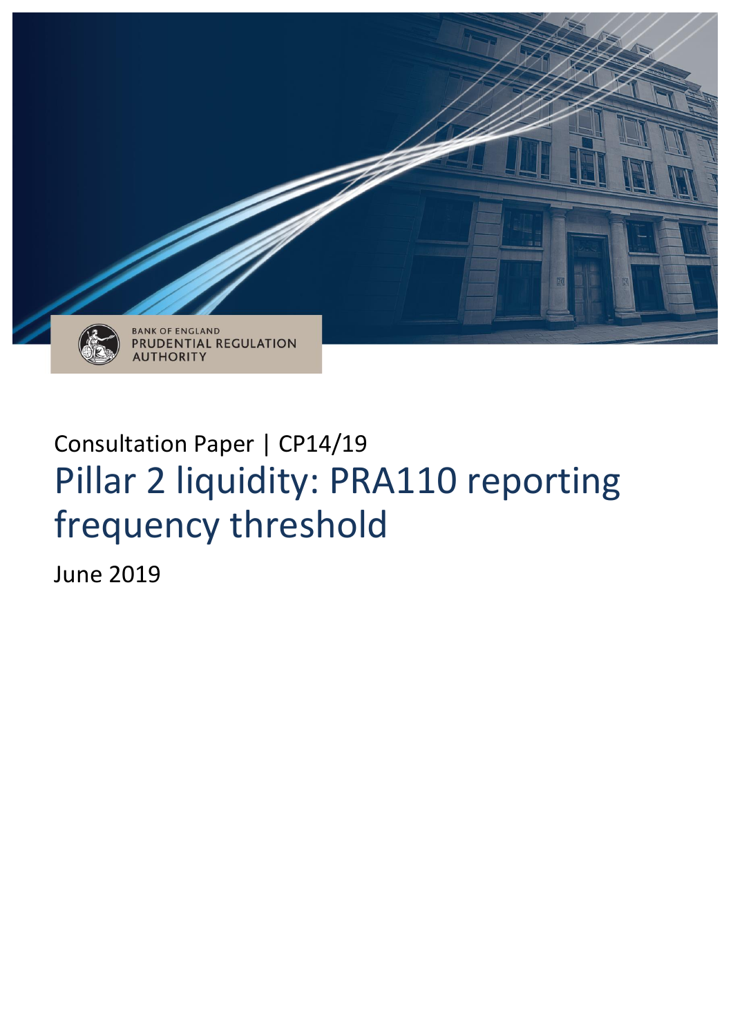BANK OF ENGLAND
PRUDENTIAL REGULATION
AUTHORITY

Consultation Paper | CP14/19

# Pillar 2 liquidity: PRA110 reporting frequency threshold

June 2019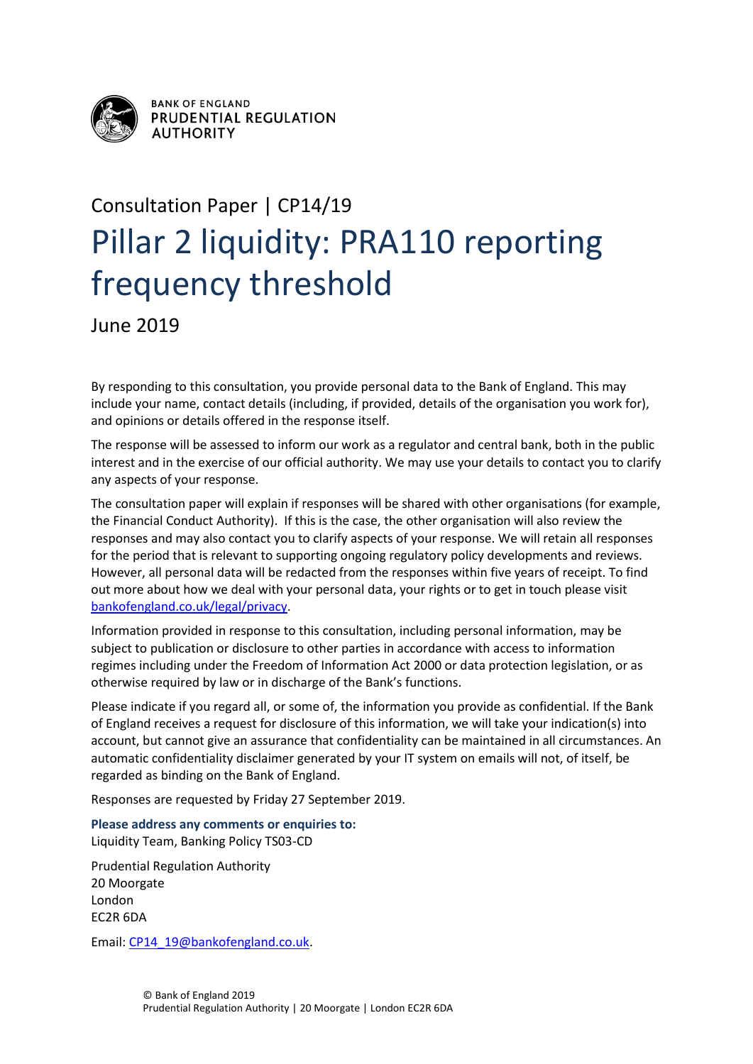BANK OF ENGLAND
PRUDENTIAL REGULATION
AUTHORITY

Consultation Paper | CP14/19

# Pillar 2 liquidity: PRA110 reporting frequency threshold

June 2019

By responding to this consultation, you provide personal data to the Bank of England. This may include your name, contact details (including, if provided, details of the organisation you work for), and opinions or details offered in the response itself.

The response will be assessed to inform our work as a regulator and central bank, both in the public interest and in the exercise of our official authority. We may use your details to contact you to clarify any aspects of your response.

The consultation paper will explain if responses will be shared with other organisations (for example, the Financial Conduct Authority). If this is the case, the other organisation will also review the responses and may also contact you to clarify aspects of your response. We will retain all responses for the period that is relevant to supporting ongoing regulatory policy developments and reviews. However, all personal data will be redacted from the responses within five years of receipt. To find out more about how we deal with your personal data, your rights or to get in touch please visit bankofengland.co.uk/legal/privacy.

Information provided in response to this consultation, including personal information, may be subject to publication or disclosure to other parties in accordance with access to information regimes including under the Freedom of Information Act 2000 or data protection legislation, or as otherwise required by law or in discharge of the Bank's functions.

Please indicate if you regard all, or some of, the information you provide as confidential. If the Bank of England receives a request for disclosure of this information, we will take your indication(s) into account, but cannot give an assurance that confidentiality can be maintained in all circumstances. An automatic confidentiality disclaimer generated by your IT system on emails will not, of itself, be regarded as binding on the Bank of England.

Responses are requested by Friday 27 September 2019.

**Please address any comments or enquiries to:**
Liquidity Team, Banking Policy TS03-CD

Prudential Regulation Authority
20 Moorgate
London
EC2R 6DA

Email: CP14_19@bankofengland.co.uk.

© Bank of England 2019
Prudential Regulation Authority | 20 Moorgate | London EC2R 6DA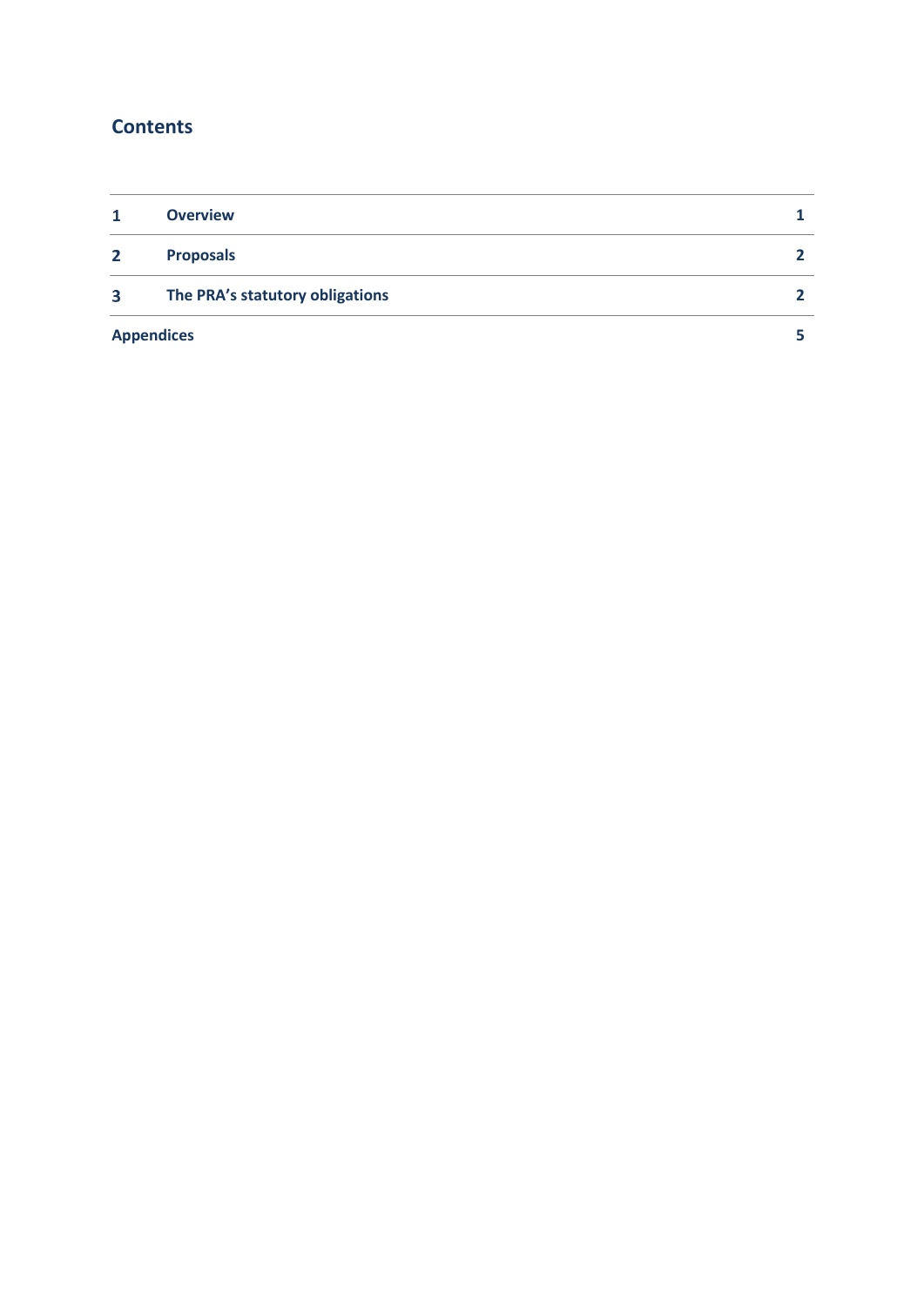## Contents

| | | |
|---|---|---|
| 1 | Overview | 1 |
| 2 | Proposals | 2 |
| 3 | The PRA's statutory obligations | 2 |
| Appendices | | 5 |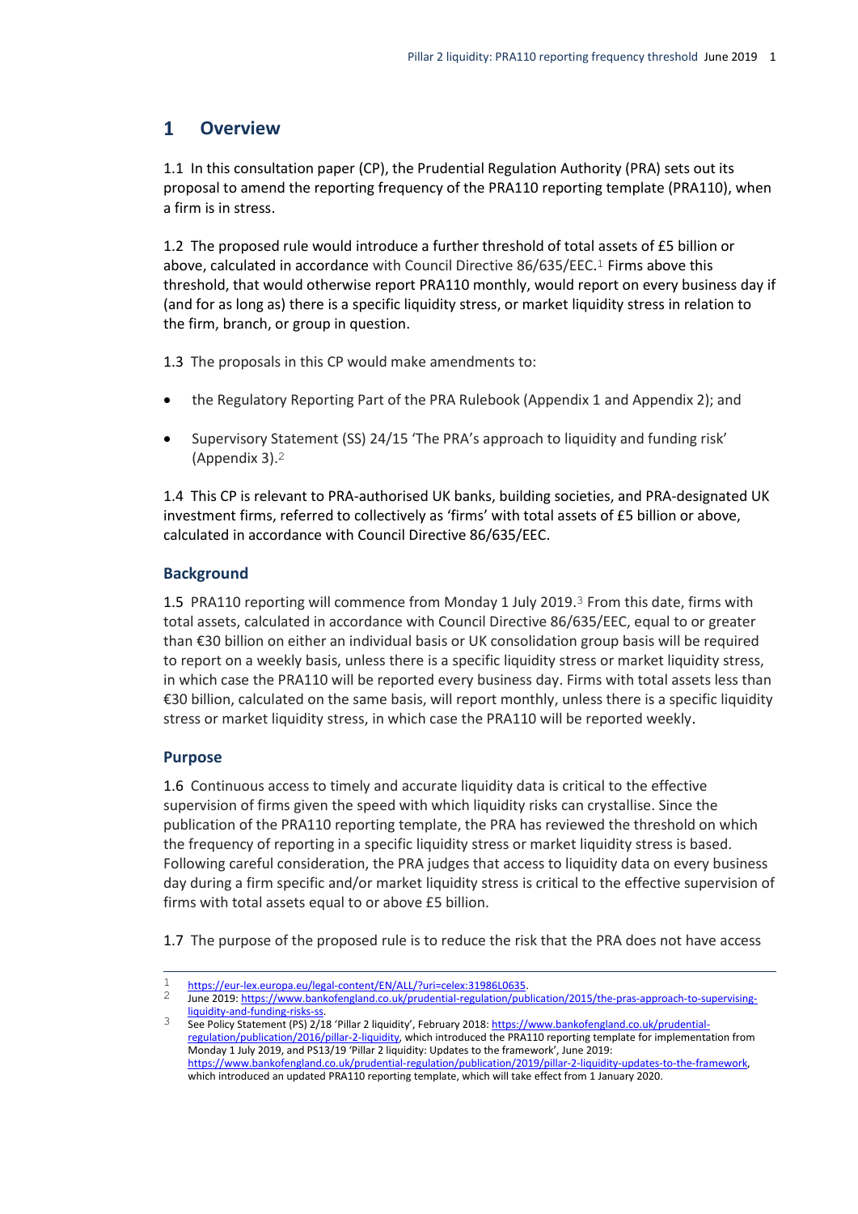# 1 Overview

1.1 In this consultation paper (CP), the Prudential Regulation Authority (PRA) sets out its proposal to amend the reporting frequency of the PRA110 reporting template (PRA110), when a firm is in stress.

1.2 The proposed rule would introduce a further threshold of total assets of £5 billion or above, calculated in accordance with Council Directive 86/635/EEC.[1] Firms above this threshold, that would otherwise report PRA110 monthly, would report on every business day if (and for as long as) there is a specific liquidity stress, or market liquidity stress in relation to the firm, branch, or group in question.

1.3 The proposals in this CP would make amendments to:

- the Regulatory Reporting Part of the PRA Rulebook (Appendix 1 and Appendix 2); and
- Supervisory Statement (SS) 24/15 'The PRA's approach to liquidity and funding risk' (Appendix 3).[2]

1.4 This CP is relevant to PRA-authorised UK banks, building societies, and PRA-designated UK investment firms, referred to collectively as 'firms' with total assets of £5 billion or above, calculated in accordance with Council Directive 86/635/EEC.

## Background

1.5 PRA110 reporting will commence from Monday 1 July 2019.[3] From this date, firms with total assets, calculated in accordance with Council Directive 86/635/EEC, equal to or greater than €30 billion on either an individual basis or UK consolidation group basis will be required to report on a weekly basis, unless there is a specific liquidity stress or market liquidity stress, in which case the PRA110 will be reported every business day. Firms with total assets less than €30 billion, calculated on the same basis, will report monthly, unless there is a specific liquidity stress or market liquidity stress, in which case the PRA110 will be reported weekly.

## Purpose

1.6 Continuous access to timely and accurate liquidity data is critical to the effective supervision of firms given the speed with which liquidity risks can crystallise. Since the publication of the PRA110 reporting template, the PRA has reviewed the threshold on which the frequency of reporting in a specific liquidity stress or market liquidity stress is based. Following careful consideration, the PRA judges that access to liquidity data on every business day during a firm specific and/or market liquidity stress is critical to the effective supervision of firms with total assets equal to or above £5 billion.

1.7 The purpose of the proposed rule is to reduce the risk that the PRA does not have access

---

1 https://eur-lex.europa.eu/legal-content/EN/ALL/?uri=celex:31986L0635.

2 June 2019: https://www.bankofengland.co.uk/prudential-regulation/publication/2015/the-pras-approach-to-supervising-liquidity-and-funding-risks-ss.

3 See Policy Statement (PS) 2/18 'Pillar 2 liquidity', February 2018: https://www.bankofengland.co.uk/prudential-regulation/publication/2016/pillar-2-liquidity, which introduced the PRA110 reporting template for implementation from Monday 1 July 2019, and PS13/19 'Pillar 2 liquidity: Updates to the framework', June 2019: https://www.bankofengland.co.uk/prudential-regulation/publication/2019/pillar-2-liquidity-updates-to-the-framework, which introduced an updated PRA110 reporting template, which will take effect from 1 January 2020.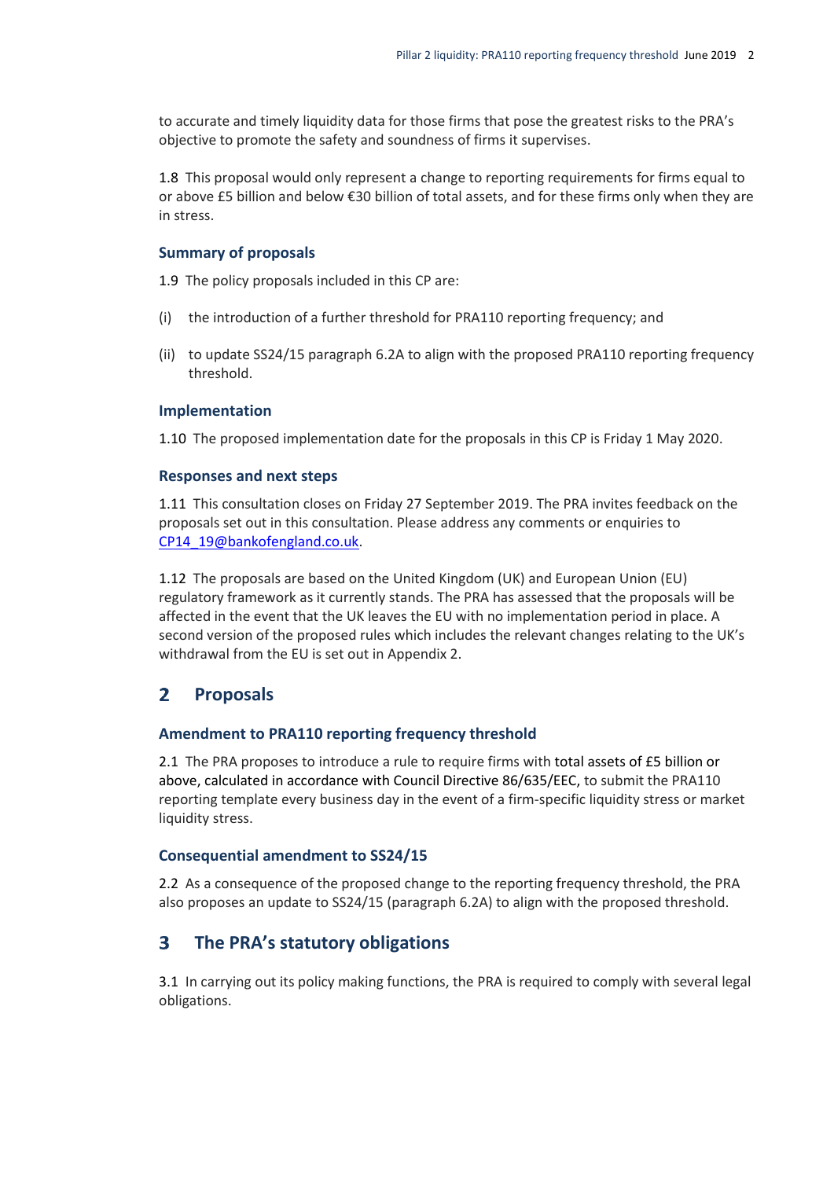to accurate and timely liquidity data for those firms that pose the greatest risks to the PRA's objective to promote the safety and soundness of firms it supervises.

1.8 This proposal would only represent a change to reporting requirements for firms equal to or above £5 billion and below €30 billion of total assets, and for these firms only when they are in stress.

### Summary of proposals

1.9 The policy proposals included in this CP are:

(i) the introduction of a further threshold for PRA110 reporting frequency; and

(ii) to update SS24/15 paragraph 6.2A to align with the proposed PRA110 reporting frequency threshold.

### Implementation

1.10 The proposed implementation date for the proposals in this CP is Friday 1 May 2020.

### Responses and next steps

1.11 This consultation closes on Friday 27 September 2019. The PRA invites feedback on the proposals set out in this consultation. Please address any comments or enquiries to CP14_19@bankofengland.co.uk.

1.12 The proposals are based on the United Kingdom (UK) and European Union (EU) regulatory framework as it currently stands. The PRA has assessed that the proposals will be affected in the event that the UK leaves the EU with no implementation period in place. A second version of the proposed rules which includes the relevant changes relating to the UK's withdrawal from the EU is set out in Appendix 2.

## 2 Proposals

### Amendment to PRA110 reporting frequency threshold

2.1 The PRA proposes to introduce a rule to require firms with total assets of £5 billion or above, calculated in accordance with Council Directive 86/635/EEC, to submit the PRA110 reporting template every business day in the event of a firm-specific liquidity stress or market liquidity stress.

### Consequential amendment to SS24/15

2.2 As a consequence of the proposed change to the reporting frequency threshold, the PRA also proposes an update to SS24/15 (paragraph 6.2A) to align with the proposed threshold.

## 3 The PRA's statutory obligations

3.1 In carrying out its policy making functions, the PRA is required to comply with several legal obligations.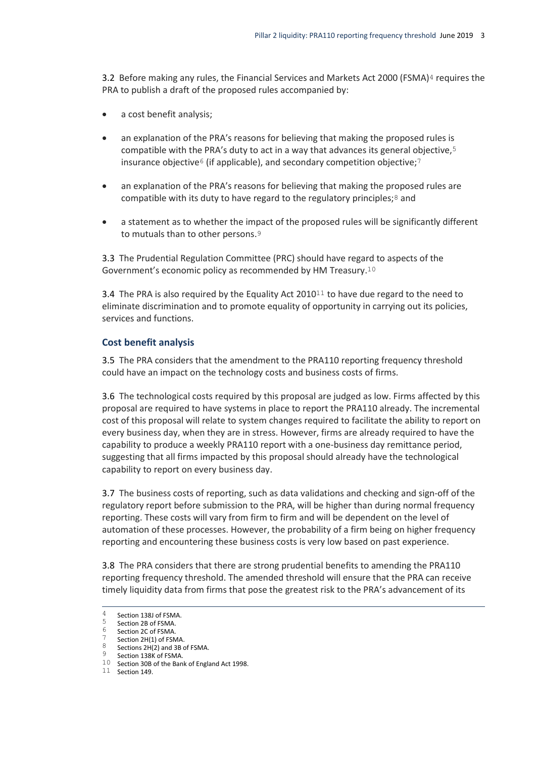3.2 Before making any rules, the Financial Services and Markets Act 2000 (FSMA)[4] requires the PRA to publish a draft of the proposed rules accompanied by:

- a cost benefit analysis;
- an explanation of the PRA's reasons for believing that making the proposed rules is compatible with the PRA's duty to act in a way that advances its general objective,[5] insurance objective[6] (if applicable), and secondary competition objective;[7]
- an explanation of the PRA's reasons for believing that making the proposed rules are compatible with its duty to have regard to the regulatory principles;[8] and
- a statement as to whether the impact of the proposed rules will be significantly different to mutuals than to other persons.[9]

3.3 The Prudential Regulation Committee (PRC) should have regard to aspects of the Government's economic policy as recommended by HM Treasury.[10]

3.4 The PRA is also required by the Equality Act 2010[11] to have due regard to the need to eliminate discrimination and to promote equality of opportunity in carrying out its policies, services and functions.

### Cost benefit analysis

3.5 The PRA considers that the amendment to the PRA110 reporting frequency threshold could have an impact on the technology costs and business costs of firms.

3.6 The technological costs required by this proposal are judged as low. Firms affected by this proposal are required to have systems in place to report the PRA110 already. The incremental cost of this proposal will relate to system changes required to facilitate the ability to report on every business day, when they are in stress. However, firms are already required to have the capability to produce a weekly PRA110 report with a one-business day remittance period, suggesting that all firms impacted by this proposal should already have the technological capability to report on every business day.

3.7 The business costs of reporting, such as data validations and checking and sign-off of the regulatory report before submission to the PRA, will be higher than during normal frequency reporting. These costs will vary from firm to firm and will be dependent on the level of automation of these processes. However, the probability of a firm being on higher frequency reporting and encountering these business costs is very low based on past experience.

3.8 The PRA considers that there are strong prudential benefits to amending the PRA110 reporting frequency threshold. The amended threshold will ensure that the PRA can receive timely liquidity data from firms that pose the greatest risk to the PRA's advancement of its

---

[4] Section 138J of FSMA.
[5] Section 2B of FSMA.
[6] Section 2C of FSMA.
[7] Section 2H(1) of FSMA.
[8] Sections 2H(2) and 3B of FSMA.
[9] Section 138K of FSMA.
[10] Section 30B of the Bank of England Act 1998.
[11] Section 149.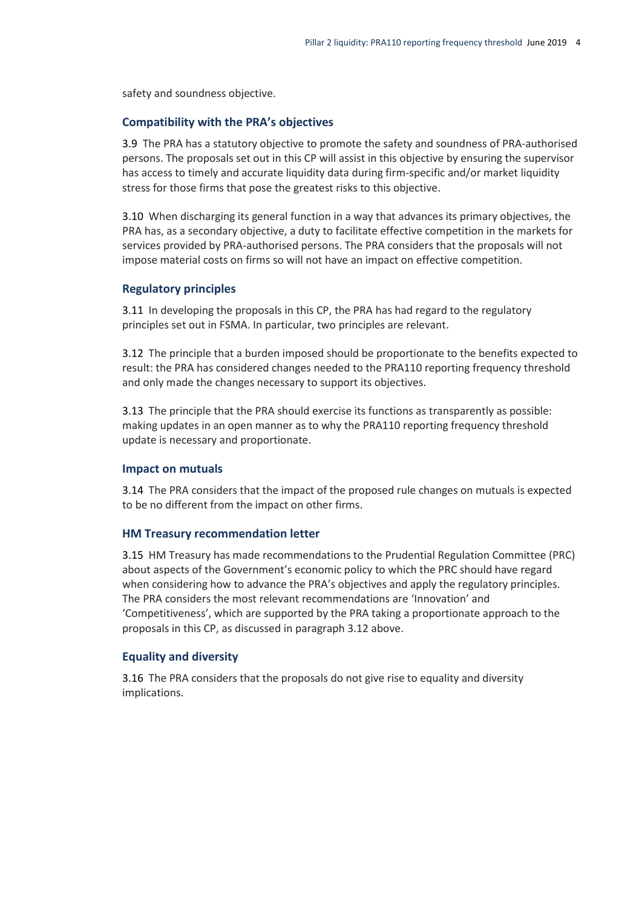safety and soundness objective.

### Compatibility with the PRA's objectives

3.9 The PRA has a statutory objective to promote the safety and soundness of PRA-authorised persons. The proposals set out in this CP will assist in this objective by ensuring the supervisor has access to timely and accurate liquidity data during firm-specific and/or market liquidity stress for those firms that pose the greatest risks to this objective.

3.10 When discharging its general function in a way that advances its primary objectives, the PRA has, as a secondary objective, a duty to facilitate effective competition in the markets for services provided by PRA-authorised persons. The PRA considers that the proposals will not impose material costs on firms so will not have an impact on effective competition.

### Regulatory principles

3.11 In developing the proposals in this CP, the PRA has had regard to the regulatory principles set out in FSMA. In particular, two principles are relevant.

3.12 The principle that a burden imposed should be proportionate to the benefits expected to result: the PRA has considered changes needed to the PRA110 reporting frequency threshold and only made the changes necessary to support its objectives.

3.13 The principle that the PRA should exercise its functions as transparently as possible: making updates in an open manner as to why the PRA110 reporting frequency threshold update is necessary and proportionate.

### Impact on mutuals

3.14 The PRA considers that the impact of the proposed rule changes on mutuals is expected to be no different from the impact on other firms.

### HM Treasury recommendation letter

3.15 HM Treasury has made recommendations to the Prudential Regulation Committee (PRC) about aspects of the Government's economic policy to which the PRC should have regard when considering how to advance the PRA's objectives and apply the regulatory principles. The PRA considers the most relevant recommendations are 'Innovation' and 'Competitiveness', which are supported by the PRA taking a proportionate approach to the proposals in this CP, as discussed in paragraph 3.12 above.

### Equality and diversity

3.16 The PRA considers that the proposals do not give rise to equality and diversity implications.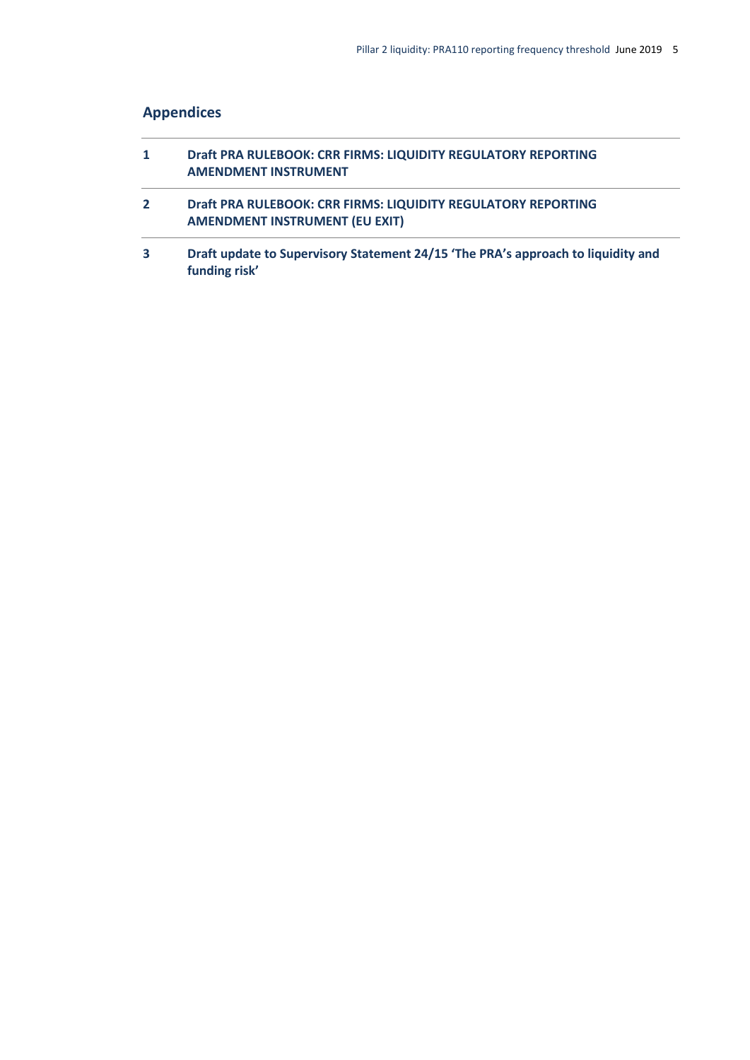## Appendices

| | |
|---|---|
| 1 | **Draft PRA RULEBOOK: CRR FIRMS: LIQUIDITY REGULATORY REPORTING AMENDMENT INSTRUMENT** |
| 2 | **Draft PRA RULEBOOK: CRR FIRMS: LIQUIDITY REGULATORY REPORTING AMENDMENT INSTRUMENT (EU EXIT)** |
| 3 | **Draft update to Supervisory Statement 24/15 'The PRA's approach to liquidity and funding risk'** |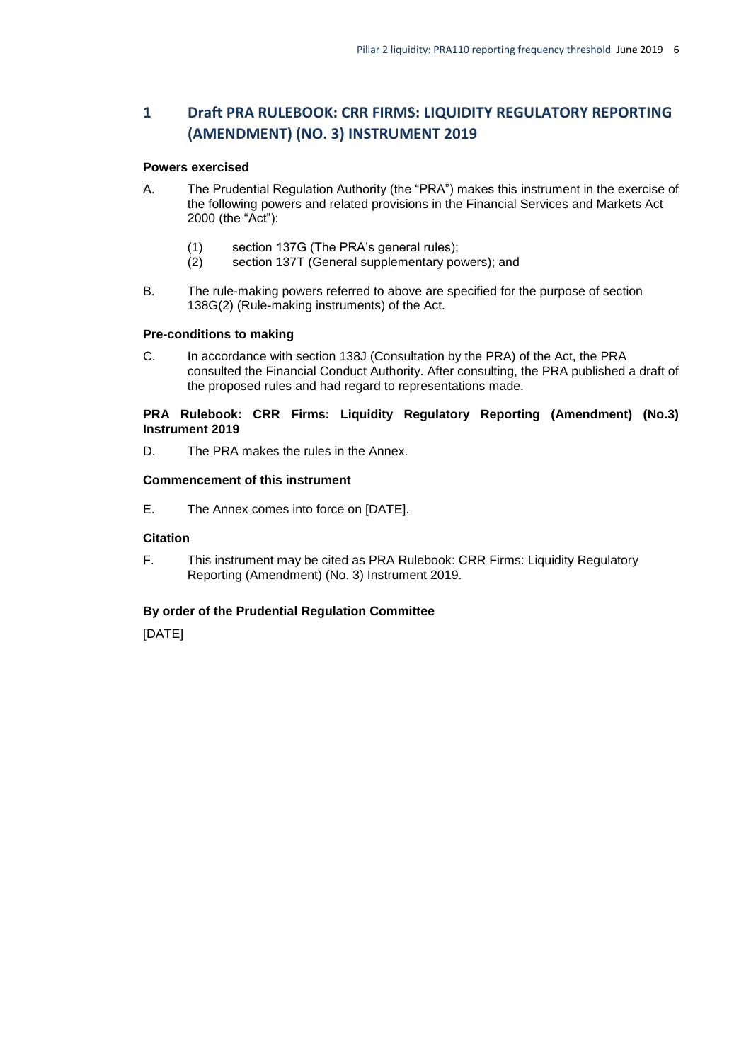# 1 Draft PRA RULEBOOK: CRR FIRMS: LIQUIDITY REGULATORY REPORTING (AMENDMENT) (NO. 3) INSTRUMENT 2019

**Powers exercised**

A. The Prudential Regulation Authority (the "PRA") makes this instrument in the exercise of the following powers and related provisions in the Financial Services and Markets Act 2000 (the "Act"):

   (1) section 137G (The PRA's general rules);
   (2) section 137T (General supplementary powers); and

B. The rule-making powers referred to above are specified for the purpose of section 138G(2) (Rule-making instruments) of the Act.

**Pre-conditions to making**

C. In accordance with section 138J (Consultation by the PRA) of the Act, the PRA consulted the Financial Conduct Authority. After consulting, the PRA published a draft of the proposed rules and had regard to representations made.

**PRA Rulebook: CRR Firms: Liquidity Regulatory Reporting (Amendment) (No.3) Instrument 2019**

D. The PRA makes the rules in the Annex.

**Commencement of this instrument**

E. The Annex comes into force on [DATE].

**Citation**

F. This instrument may be cited as PRA Rulebook: CRR Firms: Liquidity Regulatory Reporting (Amendment) (No. 3) Instrument 2019.

**By order of the Prudential Regulation Committee**

[DATE]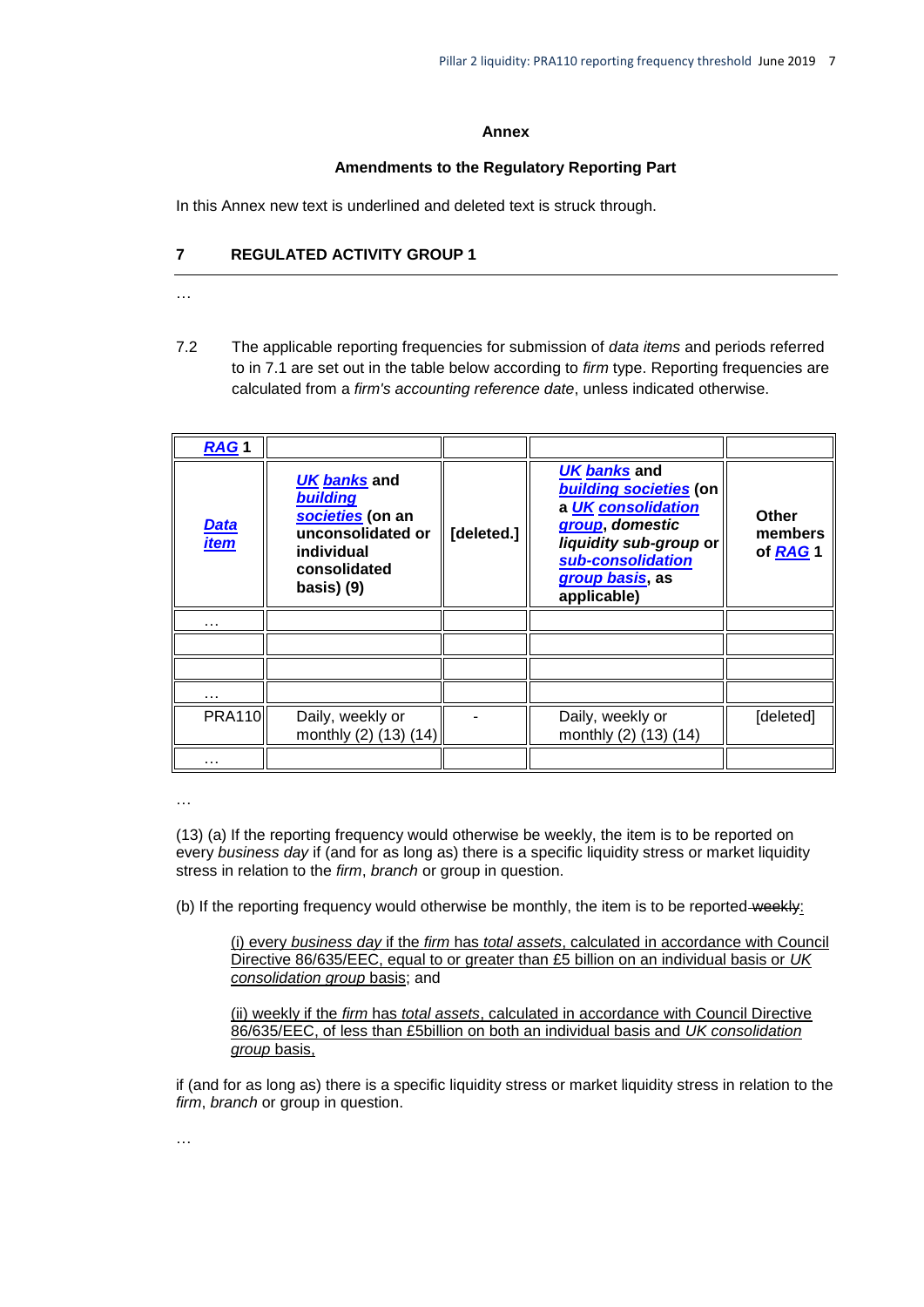## Annex

### Amendments to the Regulatory Reporting Part

In this Annex new text is underlined and deleted text is struck through.

## 7 REGULATED ACTIVITY GROUP 1

…

7.2 The applicable reporting frequencies for submission of *data items* and periods referred to in 7.1 are set out in the table below according to *firm* type. Reporting frequencies are calculated from a *firm's accounting reference date*, unless indicated otherwise.

| ***RAG*** **1** | | | | |
|---|---|---|---|---|
| ***Data item*** | ***UK banks*** **and** ***building societies*** **(on an unconsolidated or individual consolidated basis) (9)** | **[deleted.]** | ***UK banks*** **and** ***building societies*** **(on a** ***UK consolidation group, domestic liquidity sub-group*** **or** ***sub-consolidation group basis*****, as applicable)** | **Other members of** ***RAG*** **1** |
| … | | | | |
| | | | | |
| | | | | |
| … | | | | |
| PRA110 | Daily, weekly or monthly (2) (13) (14) | - | Daily, weekly or monthly (2) (13) (14) | [deleted] |
| … | | | | |

…

(13) (a) If the reporting frequency would otherwise be weekly, the item is to be reported on every *business day* if (and for as long as) there is a specific liquidity stress or market liquidity stress in relation to the *firm*, *branch* or group in question.

(b) If the reporting frequency would otherwise be monthly, the item is to be reported ~~weekly~~:

> (i) every *business day* if the *firm* has *total assets*, calculated in accordance with Council Directive 86/635/EEC, equal to or greater than £5 billion on an individual basis or *UK consolidation group* basis; and
>
> (ii) weekly if the *firm* has *total assets*, calculated in accordance with Council Directive 86/635/EEC, of less than £5billion on both an individual basis and *UK consolidation group* basis,

if (and for as long as) there is a specific liquidity stress or market liquidity stress in relation to the *firm*, *branch* or group in question.

…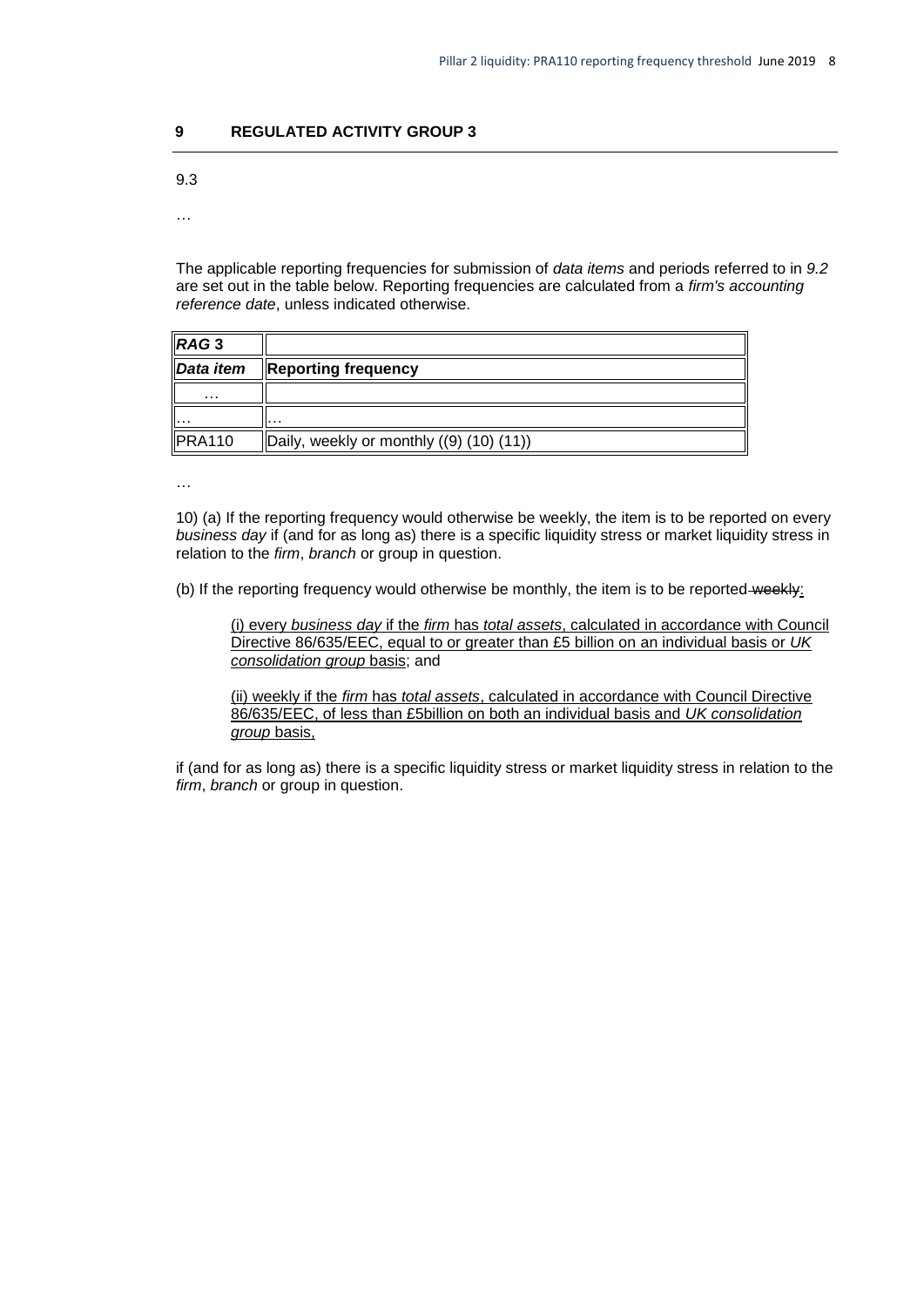## 9 REGULATED ACTIVITY GROUP 3

9.3

…

The applicable reporting frequencies for submission of *data items* and periods referred to in *9.2* are set out in the table below. Reporting frequencies are calculated from a *firm's accounting reference date*, unless indicated otherwise.

| ***RAG* 3** | |
|---|---|
| ***Data item*** | **Reporting frequency** |
| … | |
| … | … |
| PRA110 | Daily, weekly or monthly ((9) (10) (11)) |

…

10) (a) If the reporting frequency would otherwise be weekly, the item is to be reported on every *business day* if (and for as long as) there is a specific liquidity stress or market liquidity stress in relation to the *firm*, *branch* or group in question.

(b) If the reporting frequency would otherwise be monthly, the item is to be reported ~~weekly~~:

> (i) every *business day* if the *firm* has *total assets*, calculated in accordance with Council Directive 86/635/EEC, equal to or greater than £5 billion on an individual basis or *UK consolidation group* basis; and
>
> (ii) weekly if the *firm* has *total assets*, calculated in accordance with Council Directive 86/635/EEC, of less than £5billion on both an individual basis and *UK consolidation group* basis,

if (and for as long as) there is a specific liquidity stress or market liquidity stress in relation to the *firm*, *branch* or group in question.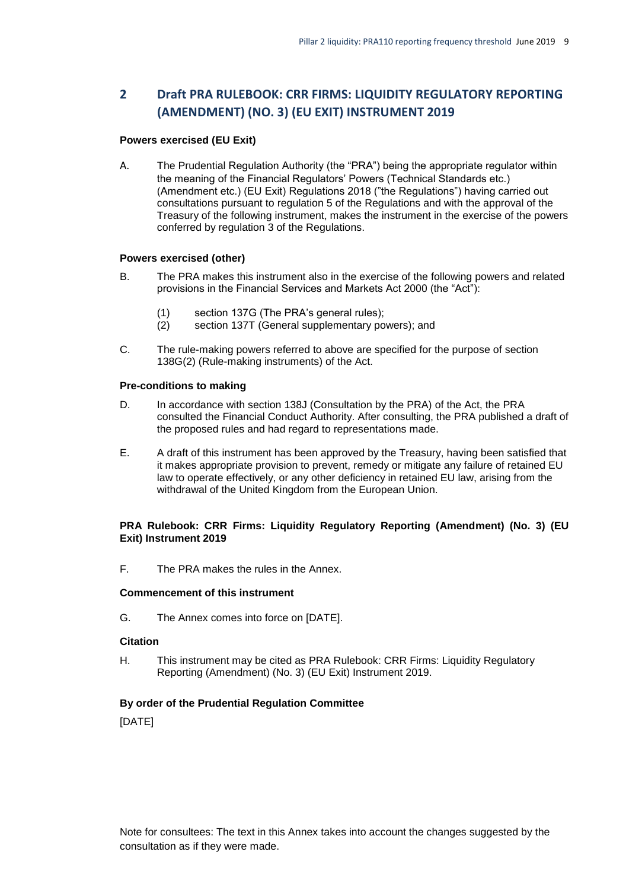## 2 Draft PRA RULEBOOK: CRR FIRMS: LIQUIDITY REGULATORY REPORTING (AMENDMENT) (NO. 3) (EU EXIT) INSTRUMENT 2019

**Powers exercised (EU Exit)**

A. The Prudential Regulation Authority (the "PRA") being the appropriate regulator within the meaning of the Financial Regulators' Powers (Technical Standards etc.) (Amendment etc.) (EU Exit) Regulations 2018 ("the Regulations") having carried out consultations pursuant to regulation 5 of the Regulations and with the approval of the Treasury of the following instrument, makes the instrument in the exercise of the powers conferred by regulation 3 of the Regulations.

**Powers exercised (other)**

B. The PRA makes this instrument also in the exercise of the following powers and related provisions in the Financial Services and Markets Act 2000 (the "Act"):

(1) section 137G (The PRA's general rules);
(2) section 137T (General supplementary powers); and

C. The rule-making powers referred to above are specified for the purpose of section 138G(2) (Rule-making instruments) of the Act.

**Pre-conditions to making**

D. In accordance with section 138J (Consultation by the PRA) of the Act, the PRA consulted the Financial Conduct Authority. After consulting, the PRA published a draft of the proposed rules and had regard to representations made.

E. A draft of this instrument has been approved by the Treasury, having been satisfied that it makes appropriate provision to prevent, remedy or mitigate any failure of retained EU law to operate effectively, or any other deficiency in retained EU law, arising from the withdrawal of the United Kingdom from the European Union.

**PRA Rulebook: CRR Firms: Liquidity Regulatory Reporting (Amendment) (No. 3) (EU Exit) Instrument 2019**

F. The PRA makes the rules in the Annex.

**Commencement of this instrument**

G. The Annex comes into force on [DATE].

**Citation**

H. This instrument may be cited as PRA Rulebook: CRR Firms: Liquidity Regulatory Reporting (Amendment) (No. 3) (EU Exit) Instrument 2019.

**By order of the Prudential Regulation Committee**

[DATE]

Note for consultees: The text in this Annex takes into account the changes suggested by the consultation as if they were made.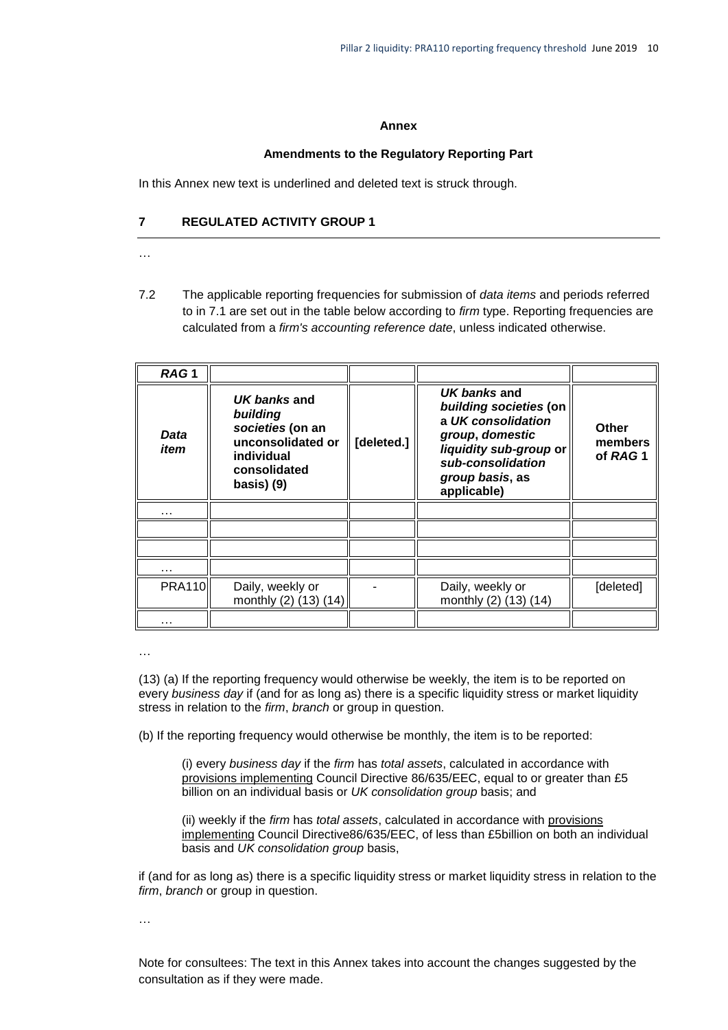## Annex

### Amendments to the Regulatory Reporting Part

In this Annex new text is underlined and deleted text is struck through.

**7 REGULATED ACTIVITY GROUP 1**

…

7.2 The applicable reporting frequencies for submission of *data items* and periods referred to in 7.1 are set out in the table below according to *firm* type. Reporting frequencies are calculated from a *firm's accounting reference date*, unless indicated otherwise.

| ***RAG* 1** | | | | |
|---|---|---|---|---|
| ***Data item*** | ***UK banks* and *building societies* (on an unconsolidated or individual consolidated basis) (9)** | **[deleted.]** | ***UK banks* and *building societies* (on a *UK consolidation group*, *domestic liquidity sub-group* or *sub-consolidation group basis*, as applicable)** | **Other members of *RAG* 1** |
| … | | | | |
| | | | | |
| | | | | |
| … | | | | |
| PRA110 | Daily, weekly or monthly (2) (13) (14) | - | Daily, weekly or monthly (2) (13) (14) | [deleted] |
| … | | | | |

…

(13) (a) If the reporting frequency would otherwise be weekly, the item is to be reported on every *business day* if (and for as long as) there is a specific liquidity stress or market liquidity stress in relation to the *firm*, *branch* or group in question.

(b) If the reporting frequency would otherwise be monthly, the item is to be reported:

(i) every *business day* if the *firm* has *total assets*, calculated in accordance with <u>provisions implementing</u> Council Directive 86/635/EEC, equal to or greater than £5 billion on an individual basis or *UK consolidation group* basis; and

(ii) weekly if the *firm* has *total assets*, calculated in accordance with <u>provisions implementing</u> Council Directive86/635/EEC, of less than £5billion on both an individual basis and *UK consolidation group* basis,

if (and for as long as) there is a specific liquidity stress or market liquidity stress in relation to the *firm*, *branch* or group in question.

…

Note for consultees: The text in this Annex takes into account the changes suggested by the consultation as if they were made.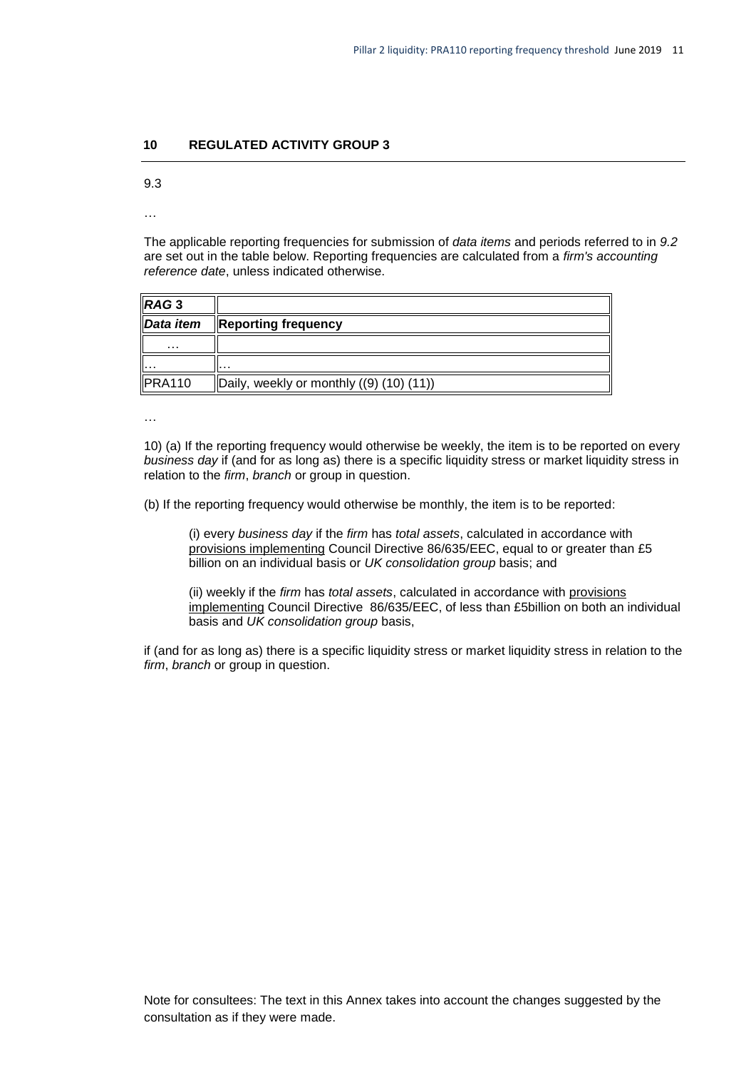## 10 REGULATED ACTIVITY GROUP 3

9.3

…

The applicable reporting frequencies for submission of *data items* and periods referred to in *9.2* are set out in the table below. Reporting frequencies are calculated from a *firm's accounting reference date*, unless indicated otherwise.

| ***RAG* 3** | |
|---|---|
| ***Data item*** | **Reporting frequency** |
| … | |
| … | … |
| PRA110 | Daily, weekly or monthly ((9) (10) (11)) |

…

10) (a) If the reporting frequency would otherwise be weekly, the item is to be reported on every *business day* if (and for as long as) there is a specific liquidity stress or market liquidity stress in relation to the *firm*, *branch* or group in question.

(b) If the reporting frequency would otherwise be monthly, the item is to be reported:

> (i) every *business day* if the *firm* has *total assets*, calculated in accordance with provisions implementing Council Directive 86/635/EEC, equal to or greater than £5 billion on an individual basis or *UK consolidation group* basis; and
>
> (ii) weekly if the *firm* has *total assets*, calculated in accordance with provisions implementing Council Directive 86/635/EEC, of less than £5billion on both an individual basis and *UK consolidation group* basis,

if (and for as long as) there is a specific liquidity stress or market liquidity stress in relation to the *firm*, *branch* or group in question.

Note for consultees: The text in this Annex takes into account the changes suggested by the consultation as if they were made.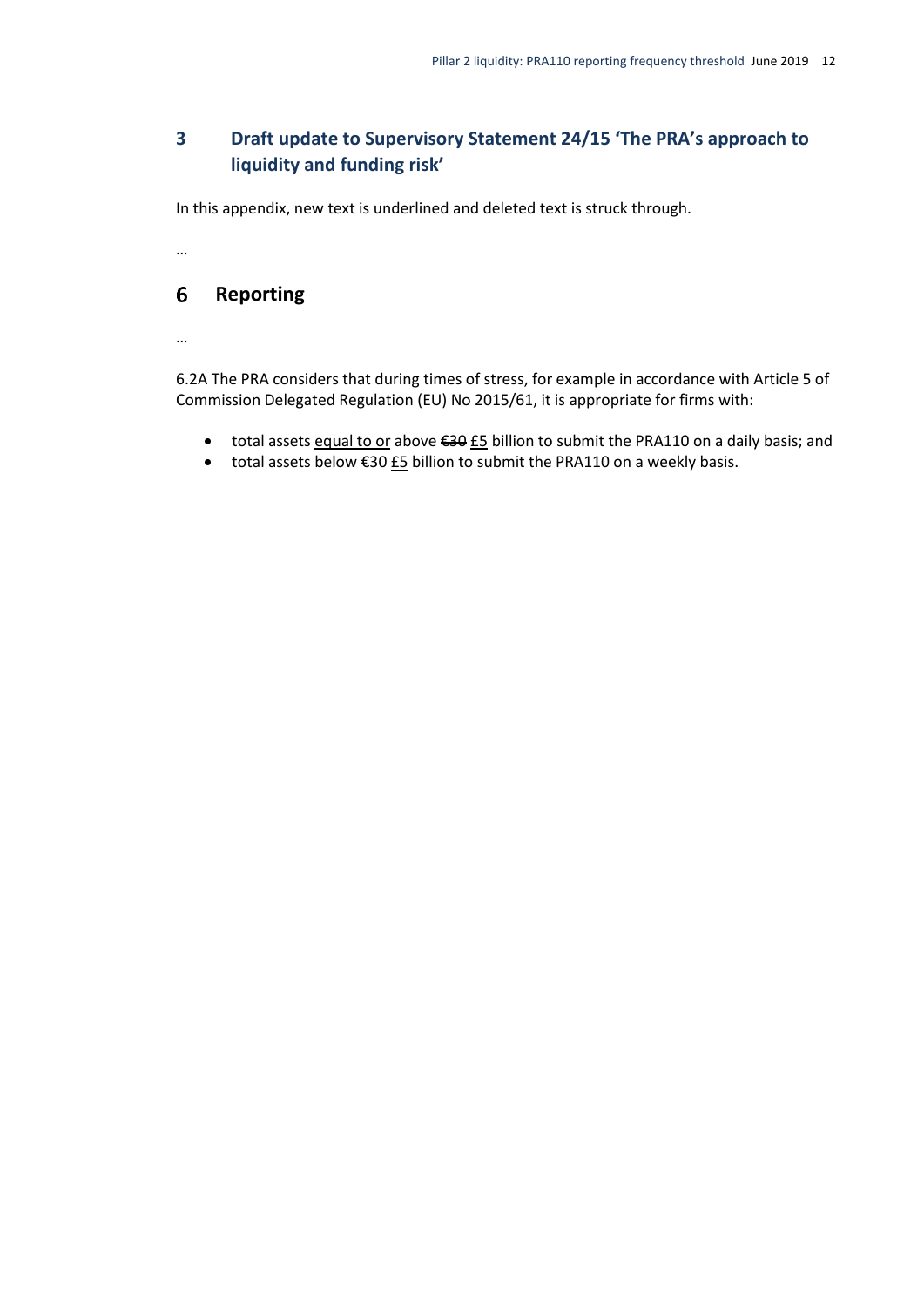## 3 Draft update to Supervisory Statement 24/15 'The PRA's approach to liquidity and funding risk'

In this appendix, new text is underlined and deleted text is struck through.

…

## 6 Reporting

…

6.2A The PRA considers that during times of stress, for example in accordance with Article 5 of Commission Delegated Regulation (EU) No 2015/61, it is appropriate for firms with:

- total assets <u>equal to or</u> above ~~€30~~ <u>£5</u> billion to submit the PRA110 on a daily basis; and
- total assets below ~~€30~~ <u>£5</u> billion to submit the PRA110 on a weekly basis.